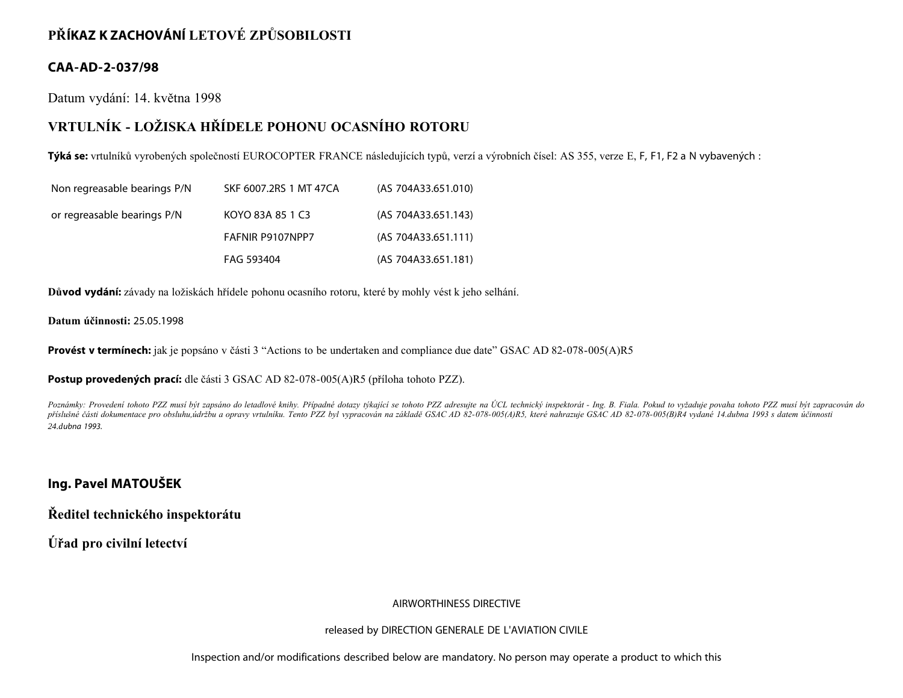# PŘÍKAZ K ZACHOVÁNÍ LETOVÉ ZPŮSOBILOSTI

## CAA-AD-2-037/98

Datum vydání: 14. května 1998

## VRTULNÍK - LOŽISKA HŘÍDELE POHONU OCASNÍHO ROTORU

**Týká se:** vrtulníků vyrobených společností EUROCOPTER FRANCE následujících typů, verzí a výrobních čísel: AS 355, verze E, F, F1, F2 a N vybavených :

| | | |
|---|---|---|
| Non regreasable bearings P/N | SKF 6007.2RS 1 MT 47CA | (AS 704A33.651.010) |
| or regreasable bearings P/N | KOYO 83A 85 1 C3 | (AS 704A33.651.143) |
| | FAFNIR P9107NPP7 | (AS 704A33.651.111) |
| | FAG 593404 | (AS 704A33.651.181) |

**Důvod vydání:** závady na ložiskách hřídele pohonu ocasního rotoru, které by mohly vést k jeho selhání.

**Datum účinnosti:** 25.05.1998

**Provést v termínech:** jak je popsáno v části 3 "Actions to be undertaken and compliance due date" GSAC AD 82-078-005(A)R5

**Postup provedených prací:** dle části 3 GSAC AD 82-078-005(A)R5 (příloha tohoto PZZ).

*Poznámky: Provedení tohoto PZZ musí být zapsáno do letadlové knihy. Případné dotazy týkající se tohoto PZZ adresujte na ÚCL technický inspektorát - Ing. B. Fiala. Pokud to vyžaduje povaha tohoto PZZ musí být zapracován do příslušné části dokumentace pro obsluhu,údržbu a opravy vrtulníku. Tento PZZ byl vypracován na základě GSAC AD 82-078-005(A)R5, které nahrazuje GSAC AD 82-078-005(B)R4 vydané 14.dubna 1993 s datem účinnosti 24.dubna 1993.*

**Ing. Pavel MATOUŠEK**

**Ředitel technického inspektorátu**

**Úřad pro civilní letectví**

AIRWORTHINESS DIRECTIVE

released by DIRECTION GENERALE DE L'AVIATION CIVILE

Inspection and/or modifications described below are mandatory. No person may operate a product to which this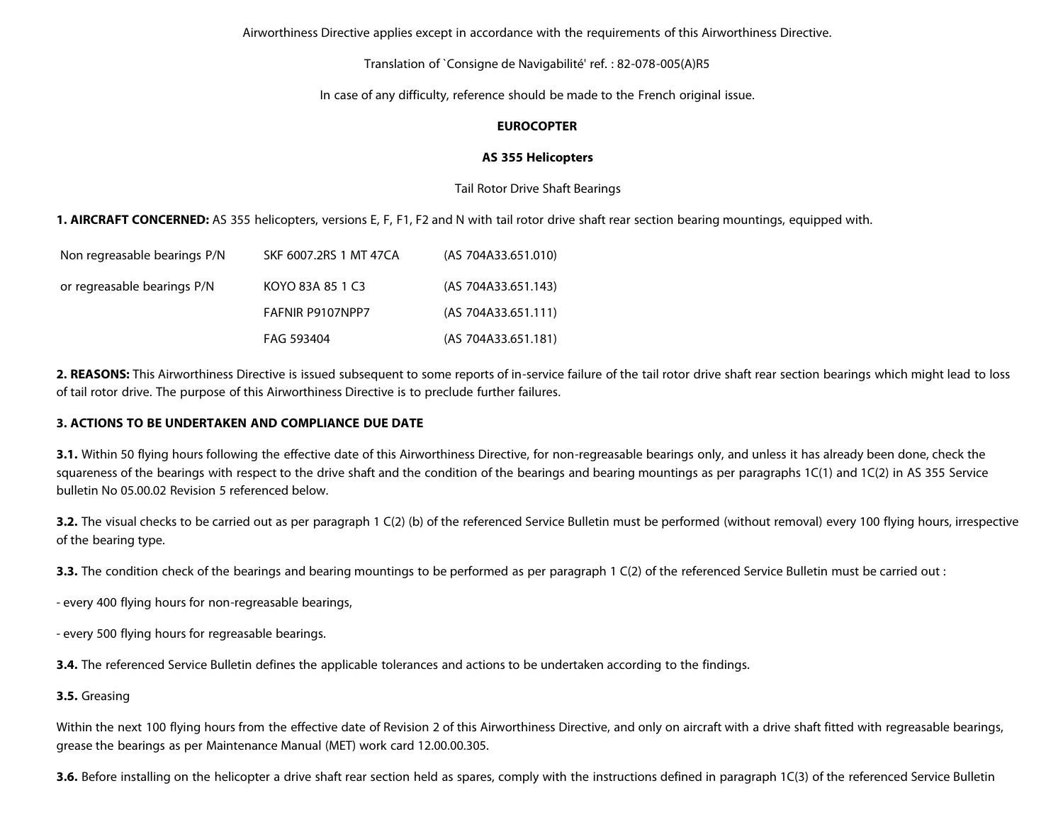Airworthiness Directive applies except in accordance with the requirements of this Airworthiness Directive.

Translation of `Consigne de Navigabilité' ref. : 82-078-005(A)R5

In case of any difficulty, reference should be made to the French original issue.

**EUROCOPTER**

**AS 355 Helicopters**

Tail Rotor Drive Shaft Bearings

**1. AIRCRAFT CONCERNED:** AS 355 helicopters, versions E, F, F1, F2 and N with tail rotor drive shaft rear section bearing mountings, equipped with.

| | | |
|---|---|---|
| Non regreasable bearings P/N | SKF 6007.2RS 1 MT 47CA | (AS 704A33.651.010) |
| or regreasable bearings P/N | KOYO 83A 85 1 C3 | (AS 704A33.651.143) |
| | FAFNIR P9107NPP7 | (AS 704A33.651.111) |
| | FAG 593404 | (AS 704A33.651.181) |

**2. REASONS:** This Airworthiness Directive is issued subsequent to some reports of in-service failure of the tail rotor drive shaft rear section bearings which might lead to loss of tail rotor drive. The purpose of this Airworthiness Directive is to preclude further failures.

**3. ACTIONS TO BE UNDERTAKEN AND COMPLIANCE DUE DATE**

**3.1.** Within 50 flying hours following the effective date of this Airworthiness Directive, for non-regreasable bearings only, and unless it has already been done, check the squareness of the bearings with respect to the drive shaft and the condition of the bearings and bearing mountings as per paragraphs 1C(1) and 1C(2) in AS 355 Service bulletin No 05.00.02 Revision 5 referenced below.

**3.2.** The visual checks to be carried out as per paragraph 1 C(2) (b) of the referenced Service Bulletin must be performed (without removal) every 100 flying hours, irrespective of the bearing type.

**3.3.** The condition check of the bearings and bearing mountings to be performed as per paragraph 1 C(2) of the referenced Service Bulletin must be carried out :

- every 400 flying hours for non-regreasable bearings,

- every 500 flying hours for regreasable bearings.

**3.4.** The referenced Service Bulletin defines the applicable tolerances and actions to be undertaken according to the findings.

**3.5.** Greasing

Within the next 100 flying hours from the effective date of Revision 2 of this Airworthiness Directive, and only on aircraft with a drive shaft fitted with regreasable bearings, grease the bearings as per Maintenance Manual (MET) work card 12.00.00.305.

**3.6.** Before installing on the helicopter a drive shaft rear section held as spares, comply with the instructions defined in paragraph 1C(3) of the referenced Service Bulletin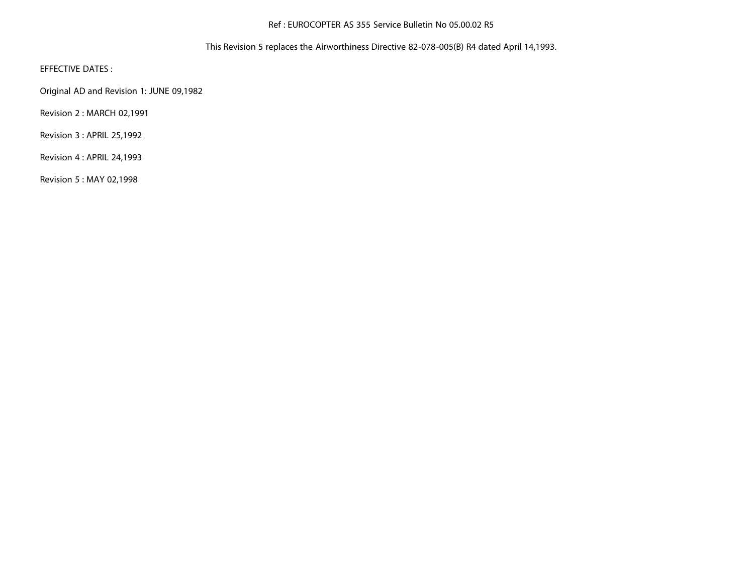Ref : EUROCOPTER AS 355 Service Bulletin No 05.00.02 R5

This Revision 5 replaces the Airworthiness Directive 82-078-005(B) R4 dated April 14,1993.

EFFECTIVE DATES :

Original AD and Revision 1: JUNE 09,1982

Revision 2 : MARCH 02,1991

Revision 3 : APRIL 25,1992

Revision 4 : APRIL 24,1993

Revision 5 : MAY 02,1998